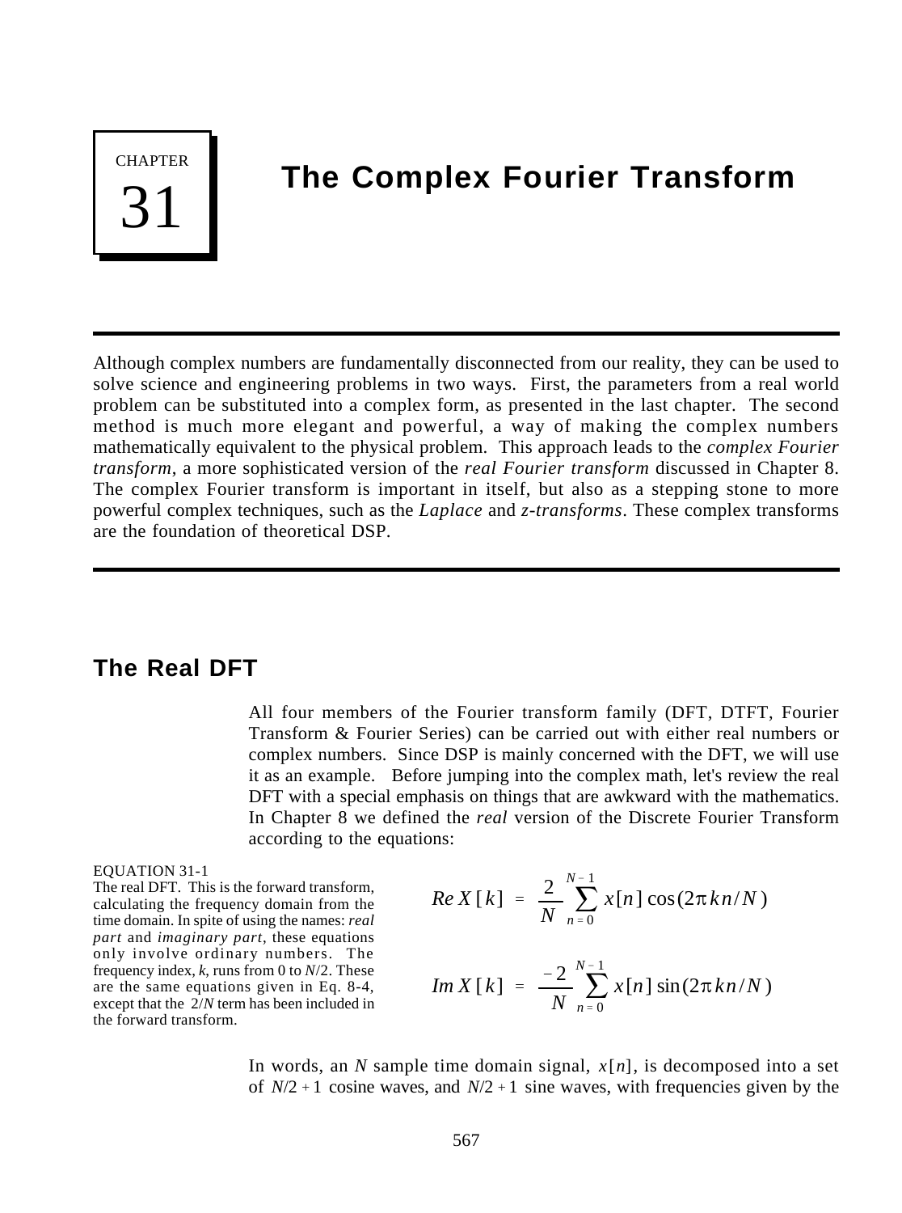# CHAPTER 31

# The Complex Fourier Transform

Although complex numbers are fundamentally disconnected from our reality, they can be used to solve science and engineering problems in two ways. First, the parameters from a real world problem can be substituted into a complex form, as presented in the last chapter. The second method is much more elegant and powerful, a way of making the complex numbers mathematically equivalent to the physical problem. This approach leads to the *complex Fourier transform*, a more sophisticated version of the *real Fourier transform* discussed in Chapter 8. The complex Fourier transform is important in itself, but also as a stepping stone to more powerful complex techniques, such as the *Laplace* and *z-transforms*. These complex transforms are the foundation of theoretical DSP.

## The Real DFT

All four members of the Fourier transform family (DFT, DTFT, Fourier Transform & Fourier Series) can be carried out with either real numbers or complex numbers. Since DSP is mainly concerned with the DFT, we will use it as an example. Before jumping into the complex math, let's review the real DFT with a special emphasis on things that are awkward with the mathematics. In Chapter 8 we defined the *real* version of the Discrete Fourier Transform according to the equations:

EQUATION 31-1
The real DFT. This is the forward transform, calculating the frequency domain from the time domain. In spite of using the names: *real part* and *imaginary part*, these equations only involve ordinary numbers. The frequency index, $k$, runs from 0 to $N/2$. These are the same equations given in Eq. 8-4, except that the $2/N$ term has been included in the forward transform.

$$Re\,X[k] = \frac{2}{N}\sum_{n=0}^{N-1} x[n]\cos(2\pi kn/N)$$

$$Im\,X[k] = \frac{-2}{N}\sum_{n=0}^{N-1} x[n]\sin(2\pi kn/N)$$

In words, an $N$ sample time domain signal, $x[n]$, is decomposed into a set of $N/2+1$ cosine waves, and $N/2+1$ sine waves, with frequencies given by the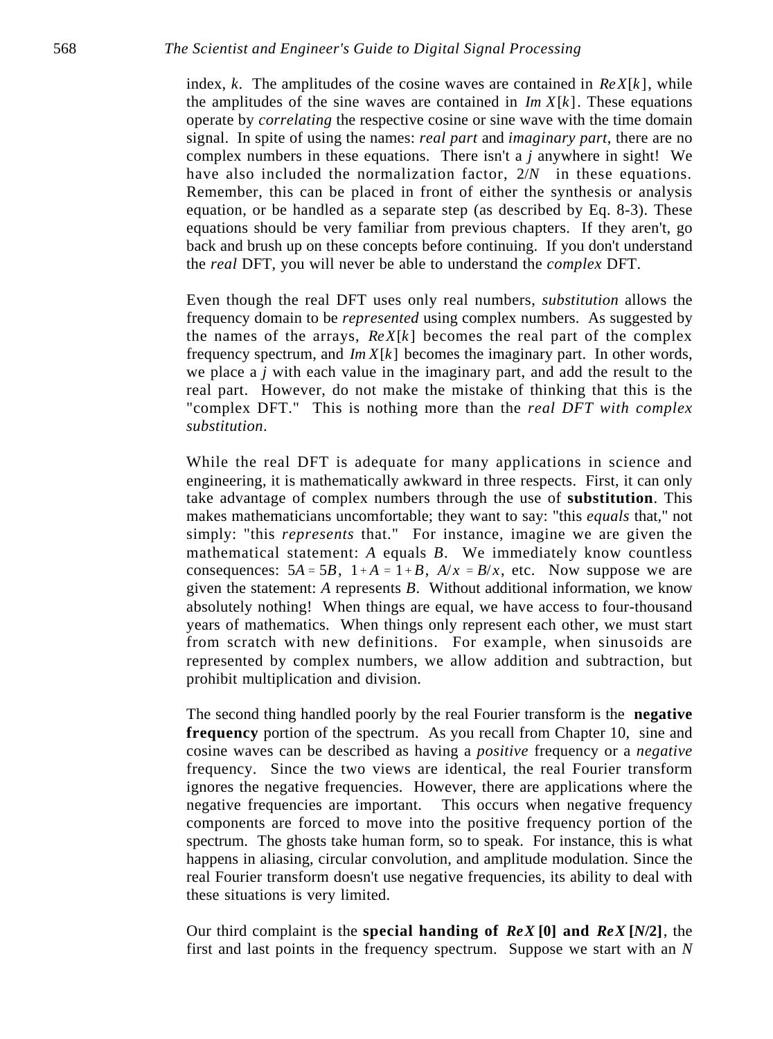index, $k$. The amplitudes of the cosine waves are contained in $Re X[k]$, while the amplitudes of the sine waves are contained in $Im X[k]$. These equations operate by *correlating* the respective cosine or sine wave with the time domain signal. In spite of using the names: *real part* and *imaginary part*, there are no complex numbers in these equations. There isn't a $j$ anywhere in sight! We have also included the normalization factor, $2/N$ in these equations. Remember, this can be placed in front of either the synthesis or analysis equation, or be handled as a separate step (as described by Eq. 8-3). These equations should be very familiar from previous chapters. If they aren't, go back and brush up on these concepts before continuing. If you don't understand the *real* DFT, you will never be able to understand the *complex* DFT.

Even though the real DFT uses only real numbers, *substitution* allows the frequency domain to be *represented* using complex numbers. As suggested by the names of the arrays, $Re X[k]$ becomes the real part of the complex frequency spectrum, and $Im X[k]$ becomes the imaginary part. In other words, we place a $j$ with each value in the imaginary part, and add the result to the real part. However, do not make the mistake of thinking that this is the "complex DFT." This is nothing more than the *real DFT with complex substitution*.

While the real DFT is adequate for many applications in science and engineering, it is mathematically awkward in three respects. First, it can only take advantage of complex numbers through the use of **substitution**. This makes mathematicians uncomfortable; they want to say: "this *equals* that," not simply: "this *represents* that." For instance, imagine we are given the mathematical statement: $A$ equals $B$. We immediately know countless consequences: $5A = 5B$, $1 + A = 1 + B$, $A/x = B/x$, etc. Now suppose we are given the statement: $A$ represents $B$. Without additional information, we know absolutely nothing! When things are equal, we have access to four-thousand years of mathematics. When things only represent each other, we must start from scratch with new definitions. For example, when sinusoids are represented by complex numbers, we allow addition and subtraction, but prohibit multiplication and division.

The second thing handled poorly by the real Fourier transform is the **negative frequency** portion of the spectrum. As you recall from Chapter 10, sine and cosine waves can be described as having a *positive* frequency or a *negative* frequency. Since the two views are identical, the real Fourier transform ignores the negative frequencies. However, there are applications where the negative frequencies are important. This occurs when negative frequency components are forced to move into the positive frequency portion of the spectrum. The ghosts take human form, so to speak. For instance, this is what happens in aliasing, circular convolution, and amplitude modulation. Since the real Fourier transform doesn't use negative frequencies, its ability to deal with these situations is very limited.

Our third complaint is the **special handing of $Re X[0]$ and $Re X[N/2]$**, the first and last points in the frequency spectrum. Suppose we start with an $N$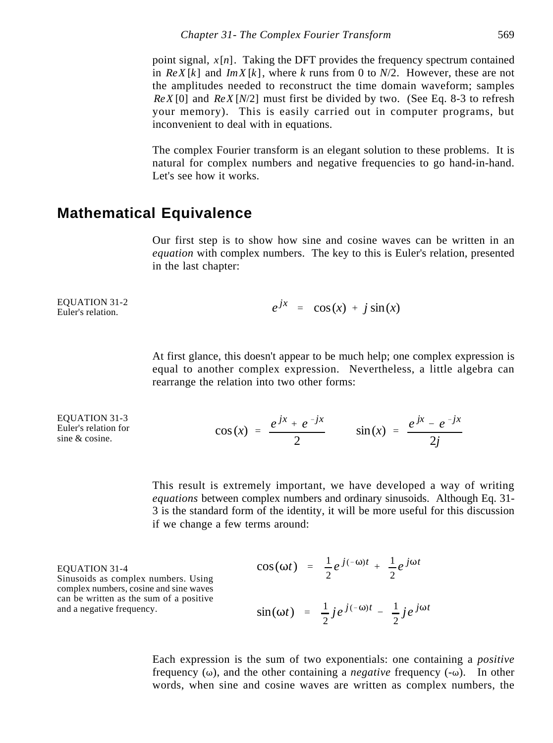point signal, $x[n]$. Taking the DFT provides the frequency spectrum contained in $Re X[k]$ and $Im X[k]$, where $k$ runs from 0 to $N/2$. However, these are not the amplitudes needed to reconstruct the time domain waveform; samples $Re X[0]$ and $Re X[N/2]$ must first be divided by two. (See Eq. 8-3 to refresh your memory). This is easily carried out in computer programs, but inconvenient to deal with in equations.

The complex Fourier transform is an elegant solution to these problems. It is natural for complex numbers and negative frequencies to go hand-in-hand. Let's see how it works.

## Mathematical Equivalence

Our first step is to show how sine and cosine waves can be written in an *equation* with complex numbers. The key to this is Euler's relation, presented in the last chapter:

EQUATION 31-2
Euler's relation.

$$e^{jx} = \cos(x) + j\sin(x)$$

At first glance, this doesn't appear to be much help; one complex expression is equal to another complex expression. Nevertheless, a little algebra can rearrange the relation into two other forms:

EQUATION 31-3
Euler's relation for sine & cosine.

$$\cos(x) = \frac{e^{jx} + e^{-jx}}{2} \qquad \sin(x) = \frac{e^{jx} - e^{-jx}}{2j}$$

This result is extremely important, we have developed a way of writing *equations* between complex numbers and ordinary sinusoids. Although Eq. 31-3 is the standard form of the identity, it will be more useful for this discussion if we change a few terms around:

EQUATION 31-4
Sinusoids as complex numbers. Using complex numbers, cosine and sine waves can be written as the sum of a positive and a negative frequency.

$$\cos(\omega t) = \frac{1}{2}e^{j(-\omega)t} + \frac{1}{2}e^{j\omega t}$$

$$\sin(\omega t) = \frac{1}{2}je^{j(-\omega)t} - \frac{1}{2}je^{j\omega t}$$

Each expression is the sum of two exponentials: one containing a *positive* frequency ($\omega$), and the other containing a *negative* frequency ($-\omega$). In other words, when sine and cosine waves are written as complex numbers, the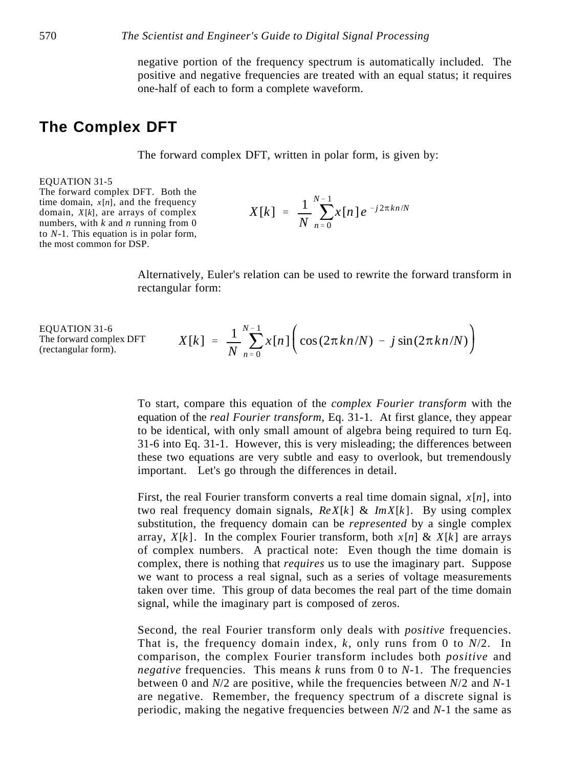negative portion of the frequency spectrum is automatically included. The positive and negative frequencies are treated with an equal status; it requires one-half of each to form a complete waveform.

## The Complex DFT

The forward complex DFT, written in polar form, is given by:

EQUATION 31-5
The forward complex DFT. Both the time domain, $x[n]$, and the frequency domain, $X[k]$, are arrays of complex numbers, with $k$ and $n$ running from 0 to $N$-1. This equation is in polar form, the most common for DSP.

$$X[k] = \frac{1}{N} \sum_{n=0}^{N-1} x[n]\, e^{-j 2\pi k n / N}$$

Alternatively, Euler's relation can be used to rewrite the forward transform in rectangular form:

EQUATION 31-6
The forward complex DFT (rectangular form).

$$X[k] = \frac{1}{N} \sum_{n=0}^{N-1} x[n] \Big( \cos(2\pi k n/N) - j \sin(2\pi k n/N) \Big)$$

To start, compare this equation of the *complex Fourier transform* with the equation of the *real Fourier transform*, Eq. 31-1. At first glance, they appear to be identical, with only small amount of algebra being required to turn Eq. 31-6 into Eq. 31-1. However, this is very misleading; the differences between these two equations are very subtle and easy to overlook, but tremendously important. Let's go through the differences in detail.

First, the real Fourier transform converts a real time domain signal, $x[n]$, into two real frequency domain signals, $ReX[k]$ & $ImX[k]$. By using complex substitution, the frequency domain can be *represented* by a single complex array, $X[k]$. In the complex Fourier transform, both $x[n]$ & $X[k]$ are arrays of complex numbers. A practical note: Even though the time domain is complex, there is nothing that *requires* us to use the imaginary part. Suppose we want to process a real signal, such as a series of voltage measurements taken over time. This group of data becomes the real part of the time domain signal, while the imaginary part is composed of zeros.

Second, the real Fourier transform only deals with *positive* frequencies. That is, the frequency domain index, $k$, only runs from 0 to $N$/2. In comparison, the complex Fourier transform includes both *positive* and *negative* frequencies. This means $k$ runs from 0 to $N$-1. The frequencies between 0 and $N$/2 are positive, while the frequencies between $N$/2 and $N$-1 are negative. Remember, the frequency spectrum of a discrete signal is periodic, making the negative frequencies between $N$/2 and $N$-1 the same as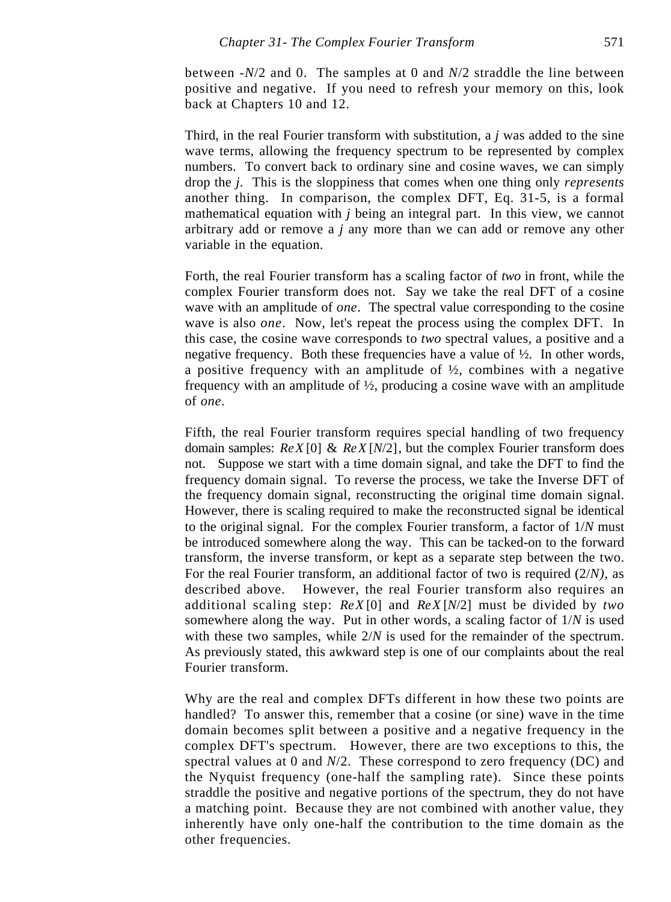between $-N/2$ and 0. The samples at 0 and $N/2$ straddle the line between positive and negative. If you need to refresh your memory on this, look back at Chapters 10 and 12.

Third, in the real Fourier transform with substitution, a $j$ was added to the sine wave terms, allowing the frequency spectrum to be represented by complex numbers. To convert back to ordinary sine and cosine waves, we can simply drop the $j$. This is the sloppiness that comes when one thing only *represents* another thing. In comparison, the complex DFT, Eq. 31-5, is a formal mathematical equation with $j$ being an integral part. In this view, we cannot arbitrary add or remove a $j$ any more than we can add or remove any other variable in the equation.

Forth, the real Fourier transform has a scaling factor of *two* in front, while the complex Fourier transform does not. Say we take the real DFT of a cosine wave with an amplitude of *one*. The spectral value corresponding to the cosine wave is also *one*. Now, let's repeat the process using the complex DFT. In this case, the cosine wave corresponds to *two* spectral values, a positive and a negative frequency. Both these frequencies have a value of ½. In other words, a positive frequency with an amplitude of ½, combines with a negative frequency with an amplitude of ½, producing a cosine wave with an amplitude of *one*.

Fifth, the real Fourier transform requires special handling of two frequency domain samples: $Re X[0]$ & $Re X[N/2]$, but the complex Fourier transform does not. Suppose we start with a time domain signal, and take the DFT to find the frequency domain signal. To reverse the process, we take the Inverse DFT of the frequency domain signal, reconstructing the original time domain signal. However, there is scaling required to make the reconstructed signal be identical to the original signal. For the complex Fourier transform, a factor of $1/N$ must be introduced somewhere along the way. This can be tacked-on to the forward transform, the inverse transform, or kept as a separate step between the two. For the real Fourier transform, an additional factor of two is required ($2/N$), as described above. However, the real Fourier transform also requires an additional scaling step: $Re X[0]$ and $Re X[N/2]$ must be divided by *two* somewhere along the way. Put in other words, a scaling factor of $1/N$ is used with these two samples, while $2/N$ is used for the remainder of the spectrum. As previously stated, this awkward step is one of our complaints about the real Fourier transform.

Why are the real and complex DFTs different in how these two points are handled? To answer this, remember that a cosine (or sine) wave in the time domain becomes split between a positive and a negative frequency in the complex DFT's spectrum. However, there are two exceptions to this, the spectral values at 0 and $N/2$. These correspond to zero frequency (DC) and the Nyquist frequency (one-half the sampling rate). Since these points straddle the positive and negative portions of the spectrum, they do not have a matching point. Because they are not combined with another value, they inherently have only one-half the contribution to the time domain as the other frequencies.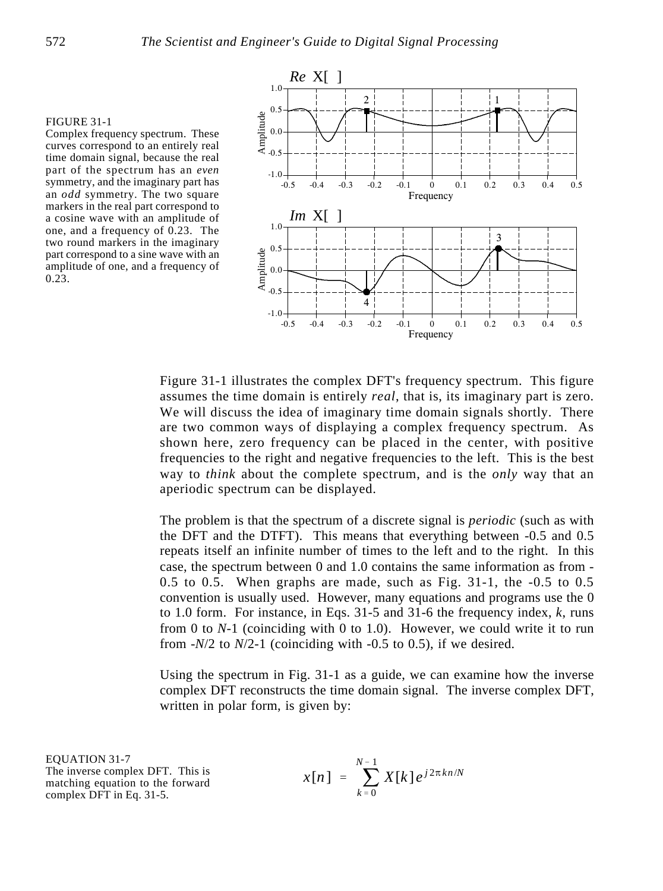FIGURE 31-1
Complex frequency spectrum. These curves correspond to an entirely real time domain signal, because the real part of the spectrum has an *even* symmetry, and the imaginary part has an *odd* symmetry. The two square markers in the real part correspond to a cosine wave with an amplitude of one, and a frequency of 0.23. The two round markers in the imaginary part correspond to a sine wave with an amplitude of one, and a frequency of 0.23.

Figure 31-1 illustrates the complex DFT's frequency spectrum. This figure assumes the time domain is entirely *real*, that is, its imaginary part is zero. We will discuss the idea of imaginary time domain signals shortly. There are two common ways of displaying a complex frequency spectrum. As shown here, zero frequency can be placed in the center, with positive frequencies to the right and negative frequencies to the left. This is the best way to *think* about the complete spectrum, and is the *only* way that an aperiodic spectrum can be displayed.

The problem is that the spectrum of a discrete signal is *periodic* (such as with the DFT and the DTFT). This means that everything between -0.5 and 0.5 repeats itself an infinite number of times to the left and to the right. In this case, the spectrum between 0 and 1.0 contains the same information as from -0.5 to 0.5. When graphs are made, such as Fig. 31-1, the -0.5 to 0.5 convention is usually used. However, many equations and programs use the 0 to 1.0 form. For instance, in Eqs. 31-5 and 31-6 the frequency index, $k$, runs from 0 to $N$-1 (coinciding with 0 to 1.0). However, we could write it to run from -$N$/2 to $N$/2-1 (coinciding with -0.5 to 0.5), if we desired.

Using the spectrum in Fig. 31-1 as a guide, we can examine how the inverse complex DFT reconstructs the time domain signal. The inverse complex DFT, written in polar form, is given by:

EQUATION 31-7
The inverse complex DFT. This is matching equation to the forward complex DFT in Eq. 31-5.

$$x[n] = \sum_{k=0}^{N-1} X[k] e^{j 2\pi kn/N}$$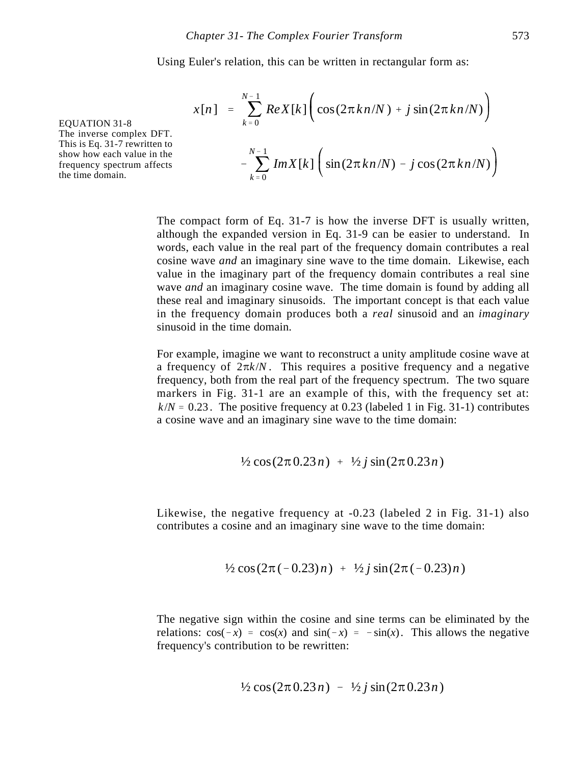Using Euler's relation, this can be written in rectangular form as:

EQUATION 31-8
The inverse complex DFT. This is Eq. 31-7 rewritten to show how each value in the frequency spectrum affects the time domain.

$$
x[n] = \sum_{k=0}^{N-1} ReX[k] \left( \cos(2\pi kn/N) + j \sin(2\pi kn/N) \right) - \sum_{k=0}^{N-1} ImX[k] \left( \sin(2\pi kn/N) - j \cos(2\pi kn/N) \right)
$$

The compact form of Eq. 31-7 is how the inverse DFT is usually written, although the expanded version in Eq. 31-9 can be easier to understand. In words, each value in the real part of the frequency domain contributes a real cosine wave *and* an imaginary sine wave to the time domain. Likewise, each value in the imaginary part of the frequency domain contributes a real sine wave *and* an imaginary cosine wave. The time domain is found by adding all these real and imaginary sinusoids. The important concept is that each value in the frequency domain produces both a *real* sinusoid and an *imaginary* sinusoid in the time domain.

For example, imagine we want to reconstruct a unity amplitude cosine wave at a frequency of $2\pi k/N$. This requires a positive frequency and a negative frequency, both from the real part of the frequency spectrum. The two square markers in Fig. 31-1 are an example of this, with the frequency set at: $k/N = 0.23$. The positive frequency at 0.23 (labeled 1 in Fig. 31-1) contributes a cosine wave and an imaginary sine wave to the time domain:

$$
\tfrac{1}{2} \cos(2\pi \, 0.23 n) + \tfrac{1}{2} j \sin(2\pi \, 0.23 n)
$$

Likewise, the negative frequency at -0.23 (labeled 2 in Fig. 31-1) also contributes a cosine and an imaginary sine wave to the time domain:

$$
\tfrac{1}{2} \cos(2\pi(-0.23)n) + \tfrac{1}{2} j \sin(2\pi(-0.23)n)
$$

The negative sign within the cosine and sine terms can be eliminated by the relations: $\cos(-x) = \cos(x)$ and $\sin(-x) = -\sin(x)$. This allows the negative frequency's contribution to be rewritten:

$$
\tfrac{1}{2} \cos(2\pi \, 0.23 n) - \tfrac{1}{2} j \sin(2\pi \, 0.23 n)
$$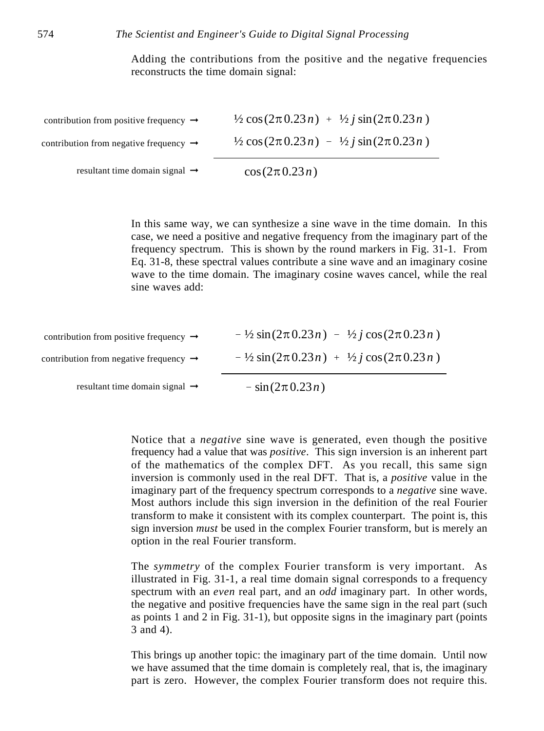Adding the contributions from the positive and the negative frequencies reconstructs the time domain signal:

$$
\begin{array}{rl}
\text{contribution from positive frequency} \rightarrow & \tfrac{1}{2}\cos(2\pi\, 0.23\, n) \; + \; \tfrac{1}{2}\, j \sin(2\pi\, 0.23\, n) \\
\text{contribution from negative frequency} \rightarrow & \tfrac{1}{2}\cos(2\pi\, 0.23\, n) \; - \; \tfrac{1}{2}\, j \sin(2\pi\, 0.23\, n) \\
\hline
\text{resultant time domain signal} \rightarrow & \cos(2\pi\, 0.23\, n)
\end{array}
$$

In this same way, we can synthesize a sine wave in the time domain. In this case, we need a positive and negative frequency from the imaginary part of the frequency spectrum. This is shown by the round markers in Fig. 31-1. From Eq. 31-8, these spectral values contribute a sine wave and an imaginary cosine wave to the time domain. The imaginary cosine waves cancel, while the real sine waves add:

$$
\begin{array}{rl}
\text{contribution from positive frequency} \rightarrow & -\tfrac{1}{2}\sin(2\pi\, 0.23\, n) \; - \; \tfrac{1}{2}\, j \cos(2\pi\, 0.23\, n) \\
\text{contribution from negative frequency} \rightarrow & -\tfrac{1}{2}\sin(2\pi\, 0.23\, n) \; + \; \tfrac{1}{2}\, j \cos(2\pi\, 0.23\, n) \\
\hline
\text{resultant time domain signal} \rightarrow & -\sin(2\pi\, 0.23\, n)
\end{array}
$$

Notice that a *negative* sine wave is generated, even though the positive frequency had a value that was *positive*. This sign inversion is an inherent part of the mathematics of the complex DFT. As you recall, this same sign inversion is commonly used in the real DFT. That is, a *positive* value in the imaginary part of the frequency spectrum corresponds to a *negative* sine wave. Most authors include this sign inversion in the definition of the real Fourier transform to make it consistent with its complex counterpart. The point is, this sign inversion *must* be used in the complex Fourier transform, but is merely an option in the real Fourier transform.

The *symmetry* of the complex Fourier transform is very important. As illustrated in Fig. 31-1, a real time domain signal corresponds to a frequency spectrum with an *even* real part, and an *odd* imaginary part. In other words, the negative and positive frequencies have the same sign in the real part (such as points 1 and 2 in Fig. 31-1), but opposite signs in the imaginary part (points 3 and 4).

This brings up another topic: the imaginary part of the time domain. Until now we have assumed that the time domain is completely real, that is, the imaginary part is zero. However, the complex Fourier transform does not require this.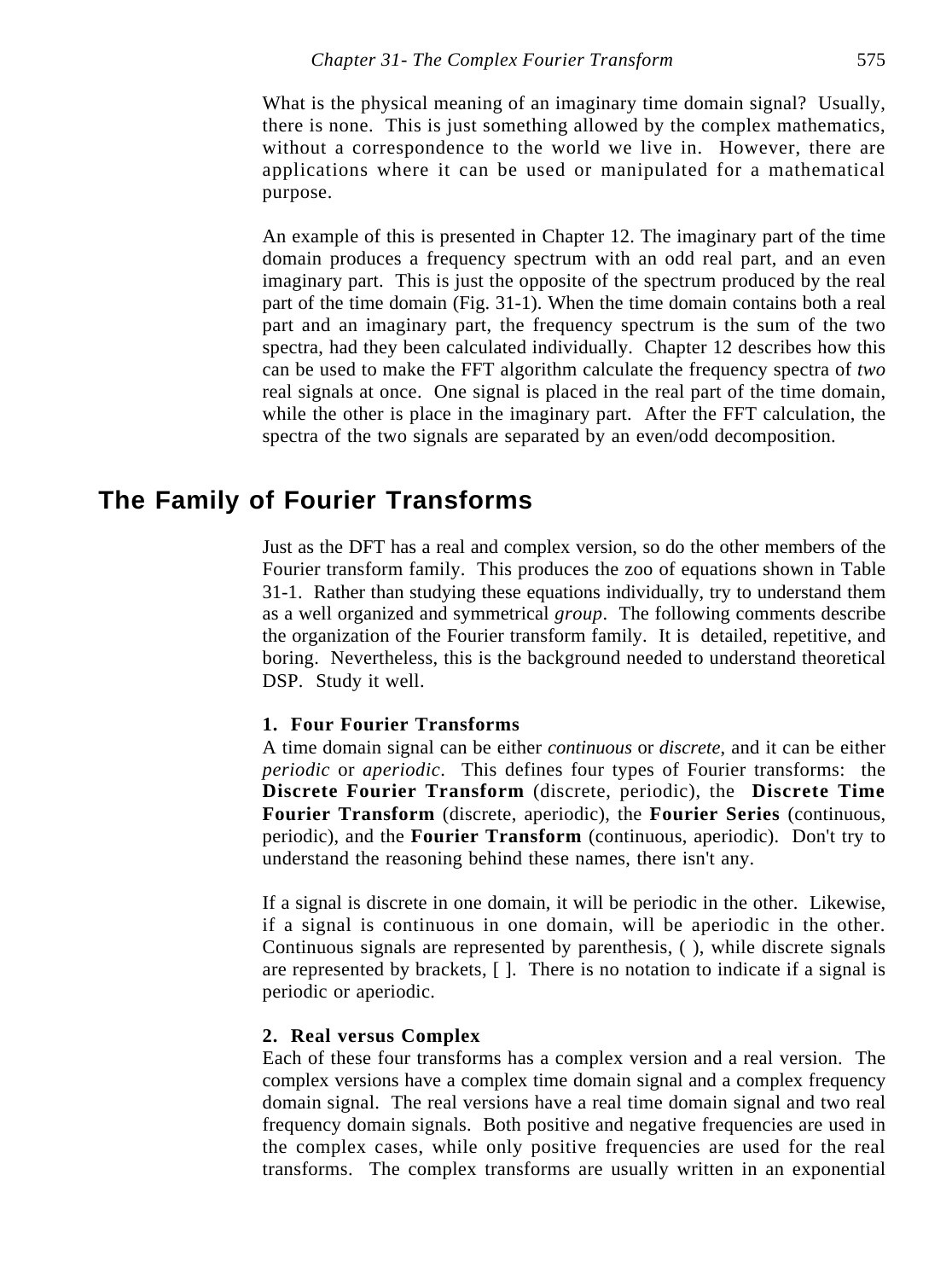What is the physical meaning of an imaginary time domain signal? Usually, there is none. This is just something allowed by the complex mathematics, without a correspondence to the world we live in. However, there are applications where it can be used or manipulated for a mathematical purpose.

An example of this is presented in Chapter 12. The imaginary part of the time domain produces a frequency spectrum with an odd real part, and an even imaginary part. This is just the opposite of the spectrum produced by the real part of the time domain (Fig. 31-1). When the time domain contains both a real part and an imaginary part, the frequency spectrum is the sum of the two spectra, had they been calculated individually. Chapter 12 describes how this can be used to make the FFT algorithm calculate the frequency spectra of *two* real signals at once. One signal is placed in the real part of the time domain, while the other is place in the imaginary part. After the FFT calculation, the spectra of the two signals are separated by an even/odd decomposition.

## The Family of Fourier Transforms

Just as the DFT has a real and complex version, so do the other members of the Fourier transform family. This produces the zoo of equations shown in Table 31-1. Rather than studying these equations individually, try to understand them as a well organized and symmetrical *group*. The following comments describe the organization of the Fourier transform family. It is detailed, repetitive, and boring. Nevertheless, this is the background needed to understand theoretical DSP. Study it well.

**1. Four Fourier Transforms**

A time domain signal can be either *continuous* or *discrete*, and it can be either *periodic* or *aperiodic*. This defines four types of Fourier transforms: the **Discrete Fourier Transform** (discrete, periodic), the **Discrete Time Fourier Transform** (discrete, aperiodic), the **Fourier Series** (continuous, periodic), and the **Fourier Transform** (continuous, aperiodic). Don't try to understand the reasoning behind these names, there isn't any.

If a signal is discrete in one domain, it will be periodic in the other. Likewise, if a signal is continuous in one domain, will be aperiodic in the other. Continuous signals are represented by parenthesis, ( ), while discrete signals are represented by brackets, [ ]. There is no notation to indicate if a signal is periodic or aperiodic.

**2. Real versus Complex**

Each of these four transforms has a complex version and a real version. The complex versions have a complex time domain signal and a complex frequency domain signal. The real versions have a real time domain signal and two real frequency domain signals. Both positive and negative frequencies are used in the complex cases, while only positive frequencies are used for the real transforms. The complex transforms are usually written in an exponential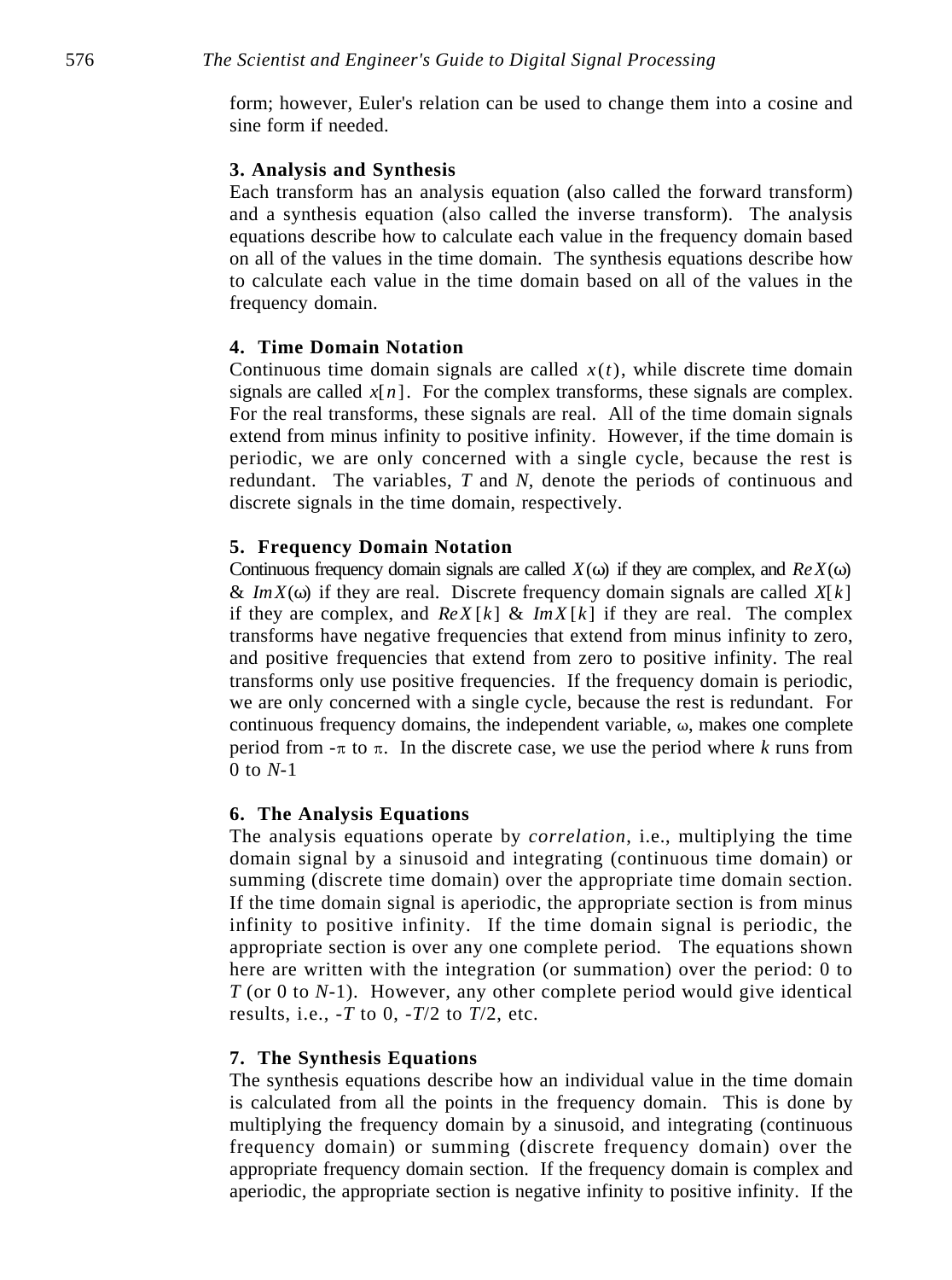form; however, Euler's relation can be used to change them into a cosine and sine form if needed.

**3. Analysis and Synthesis**

Each transform has an analysis equation (also called the forward transform) and a synthesis equation (also called the inverse transform). The analysis equations describe how to calculate each value in the frequency domain based on all of the values in the time domain. The synthesis equations describe how to calculate each value in the time domain based on all of the values in the frequency domain.

**4. Time Domain Notation**

Continuous time domain signals are called $x(t)$, while discrete time domain signals are called $x[n]$. For the complex transforms, these signals are complex. For the real transforms, these signals are real. All of the time domain signals extend from minus infinity to positive infinity. However, if the time domain is periodic, we are only concerned with a single cycle, because the rest is redundant. The variables, $T$ and $N$, denote the periods of continuous and discrete signals in the time domain, respectively.

**5. Frequency Domain Notation**

Continuous frequency domain signals are called $X(\omega)$ if they are complex, and $Re\,X(\omega)$ & $Im\,X(\omega)$ if they are real. Discrete frequency domain signals are called $X[k]$ if they are complex, and $Re\,X[k]$ & $Im\,X[k]$ if they are real. The complex transforms have negative frequencies that extend from minus infinity to zero, and positive frequencies that extend from zero to positive infinity. The real transforms only use positive frequencies. If the frequency domain is periodic, we are only concerned with a single cycle, because the rest is redundant. For continuous frequency domains, the independent variable, $\omega$, makes one complete period from $-\pi$ to $\pi$. In the discrete case, we use the period where $k$ runs from 0 to $N$-1

**6. The Analysis Equations**

The analysis equations operate by *correlation*, i.e., multiplying the time domain signal by a sinusoid and integrating (continuous time domain) or summing (discrete time domain) over the appropriate time domain section. If the time domain signal is aperiodic, the appropriate section is from minus infinity to positive infinity. If the time domain signal is periodic, the appropriate section is over any one complete period. The equations shown here are written with the integration (or summation) over the period: 0 to $T$ (or 0 to $N$-1). However, any other complete period would give identical results, i.e., $-T$ to 0, $-T/2$ to $T/2$, etc.

**7. The Synthesis Equations**

The synthesis equations describe how an individual value in the time domain is calculated from all the points in the frequency domain. This is done by multiplying the frequency domain by a sinusoid, and integrating (continuous frequency domain) or summing (discrete frequency domain) over the appropriate frequency domain section. If the frequency domain is complex and aperiodic, the appropriate section is negative infinity to positive infinity. If the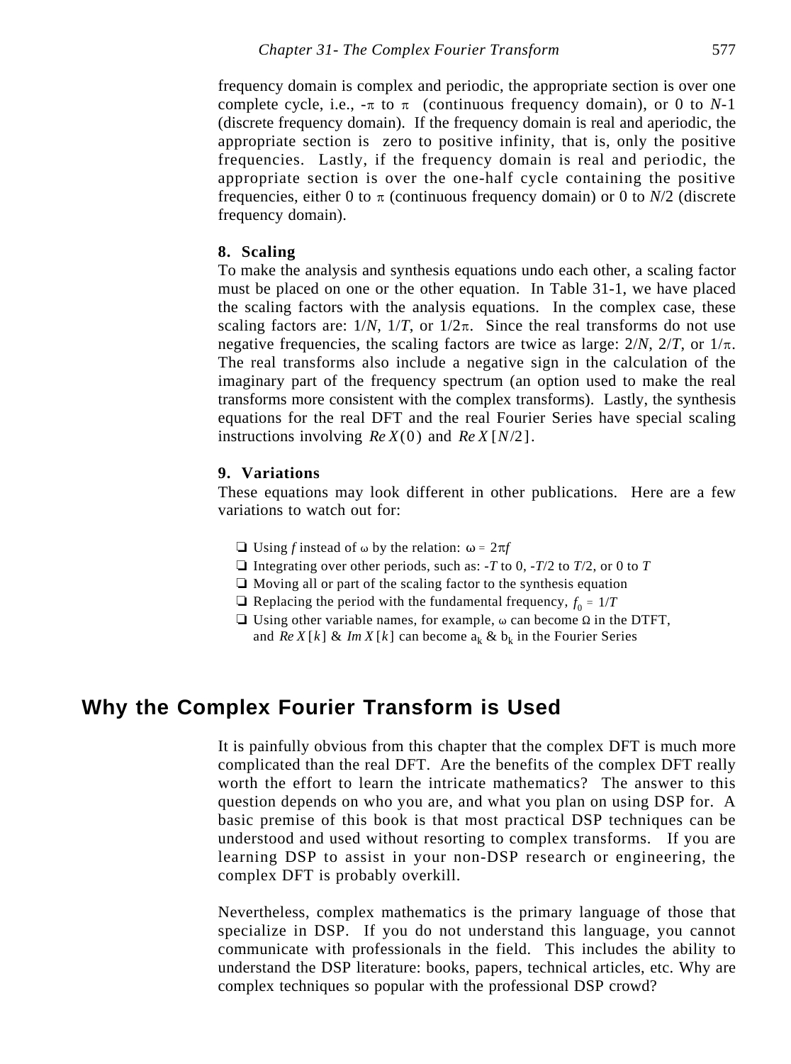frequency domain is complex and periodic, the appropriate section is over one complete cycle, i.e., $-\pi$ to $\pi$ (continuous frequency domain), or 0 to $N$-1 (discrete frequency domain). If the frequency domain is real and aperiodic, the appropriate section is zero to positive infinity, that is, only the positive frequencies. Lastly, if the frequency domain is real and periodic, the appropriate section is over the one-half cycle containing the positive frequencies, either 0 to $\pi$ (continuous frequency domain) or 0 to $N/2$ (discrete frequency domain).

**8. Scaling**

To make the analysis and synthesis equations undo each other, a scaling factor must be placed on one or the other equation. In Table 31-1, we have placed the scaling factors with the analysis equations. In the complex case, these scaling factors are: $1/N$, $1/T$, or $1/2\pi$. Since the real transforms do not use negative frequencies, the scaling factors are twice as large: $2/N$, $2/T$, or $1/\pi$. The real transforms also include a negative sign in the calculation of the imaginary part of the frequency spectrum (an option used to make the real transforms more consistent with the complex transforms). Lastly, the synthesis equations for the real DFT and the real Fourier Series have special scaling instructions involving $Re\,X(0)$ and $Re\,X[N/2]$.

**9. Variations**

These equations may look different in other publications. Here are a few variations to watch out for:

- Using $f$ instead of $\omega$ by the relation: $\omega = 2\pi f$
- Integrating over other periods, such as: $-T$ to 0, $-T/2$ to $T/2$, or 0 to $T$
- Moving all or part of the scaling factor to the synthesis equation
- Replacing the period with the fundamental frequency, $f_0 = 1/T$
- Using other variable names, for example, $\omega$ can become $\Omega$ in the DTFT, and $Re\,X[k]$ & $Im\,X[k]$ can become $a_k$ & $b_k$ in the Fourier Series

## Why the Complex Fourier Transform is Used

It is painfully obvious from this chapter that the complex DFT is much more complicated than the real DFT. Are the benefits of the complex DFT really worth the effort to learn the intricate mathematics? The answer to this question depends on who you are, and what you plan on using DSP for. A basic premise of this book is that most practical DSP techniques can be understood and used without resorting to complex transforms. If you are learning DSP to assist in your non-DSP research or engineering, the complex DFT is probably overkill.

Nevertheless, complex mathematics is the primary language of those that specialize in DSP. If you do not understand this language, you cannot communicate with professionals in the field. This includes the ability to understand the DSP literature: books, papers, technical articles, etc. Why are complex techniques so popular with the professional DSP crowd?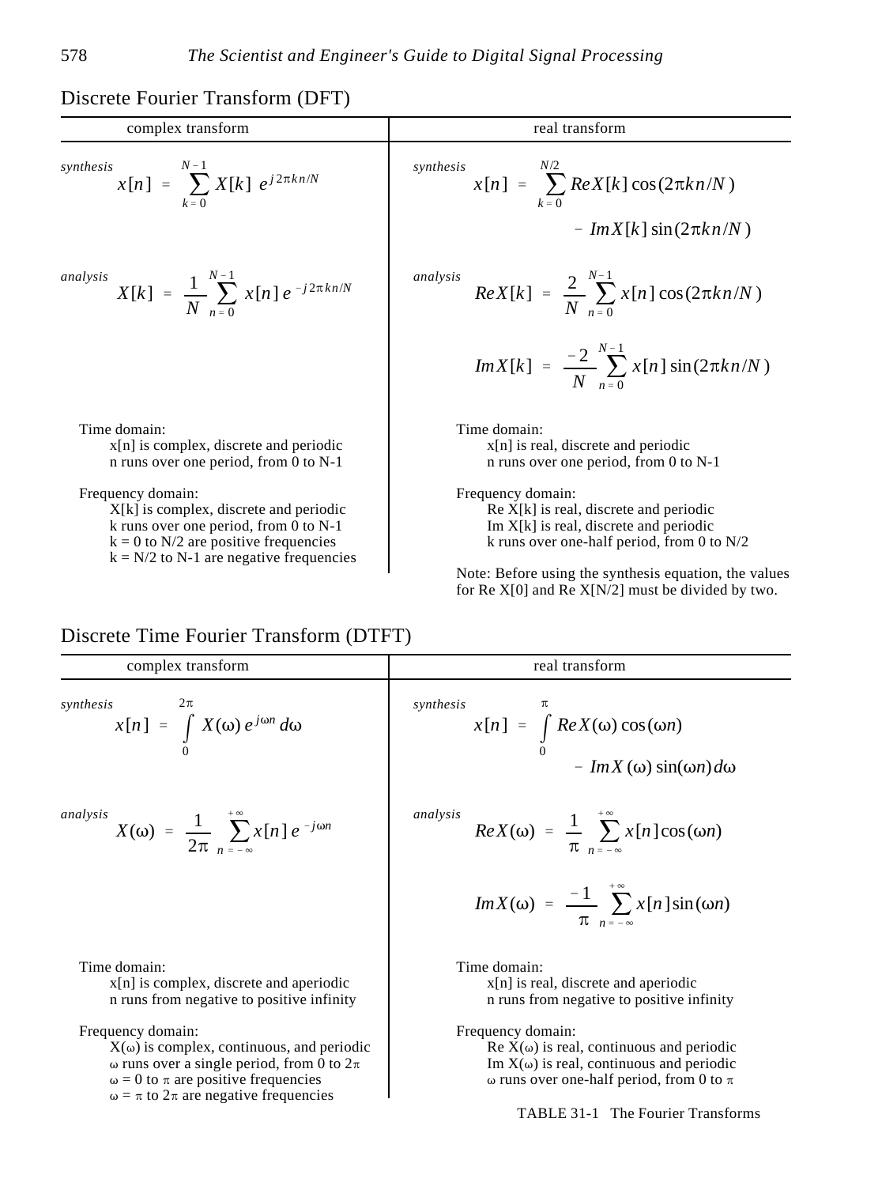## Discrete Fourier Transform (DFT)

| complex transform | real transform |
|---|---|
| *synthesis* $$x[n] = \sum_{k=0}^{N-1} X[k]\, e^{j2\pi kn/N}$$ | *synthesis* $$x[n] = \sum_{k=0}^{N/2} Re X[k] \cos(2\pi kn/N) - Im X[k] \sin(2\pi kn/N)$$ |
| *analysis* $$X[k] = \frac{1}{N} \sum_{n=0}^{N-1} x[n]\, e^{-j2\pi kn/N}$$ | *analysis* $$Re X[k] = \frac{2}{N} \sum_{n=0}^{N-1} x[n] \cos(2\pi kn/N)$$ $$Im X[k] = \frac{-2}{N} \sum_{n=0}^{N-1} x[n] \sin(2\pi kn/N)$$ |
| Time domain: x[n] is complex, discrete and periodic; n runs over one period, from 0 to N-1 | Time domain: x[n] is real, discrete and periodic; n runs over one period, from 0 to N-1 |
| Frequency domain: X[k] is complex, discrete and periodic; k runs over one period, from 0 to N-1; k = 0 to N/2 are positive frequencies; k = N/2 to N-1 are negative frequencies | Frequency domain: Re X[k] is real, discrete and periodic; Im X[k] is real, discrete and periodic; k runs over one-half period, from 0 to N/2. Note: Before using the synthesis equation, the values for Re X[0] and Re X[N/2] must be divided by two. |

## Discrete Time Fourier Transform (DTFT)

| complex transform | real transform |
|---|---|
| *synthesis* $$x[n] = \int_0^{2\pi} X(\omega)\, e^{j\omega n}\, d\omega$$ | *synthesis* $$x[n] = \int_0^{\pi} Re X(\omega) \cos(\omega n) - Im X(\omega) \sin(\omega n)\, d\omega$$ |
| *analysis* $$X(\omega) = \frac{1}{2\pi} \sum_{n=-\infty}^{+\infty} x[n]\, e^{-j\omega n}$$ | *analysis* $$Re X(\omega) = \frac{1}{\pi} \sum_{n=-\infty}^{+\infty} x[n] \cos(\omega n)$$ $$Im X(\omega) = \frac{-1}{\pi} \sum_{n=-\infty}^{+\infty} x[n] \sin(\omega n)$$ |
| Time domain: x[n] is complex, discrete and aperiodic; n runs from negative to positive infinity | Time domain: x[n] is real, discrete and aperiodic; n runs from negative to positive infinity |
| Frequency domain: $X(\omega)$ is complex, continuous, and periodic; $\omega$ runs over a single period, from 0 to $2\pi$; $\omega = 0$ to $\pi$ are positive frequencies; $\omega = \pi$ to $2\pi$ are negative frequencies | Frequency domain: Re $X(\omega)$ is real, continuous and periodic; Im $X(\omega)$ is real, continuous and periodic; $\omega$ runs over one-half period, from 0 to $\pi$ |

TABLE 31-1 The Fourier Transforms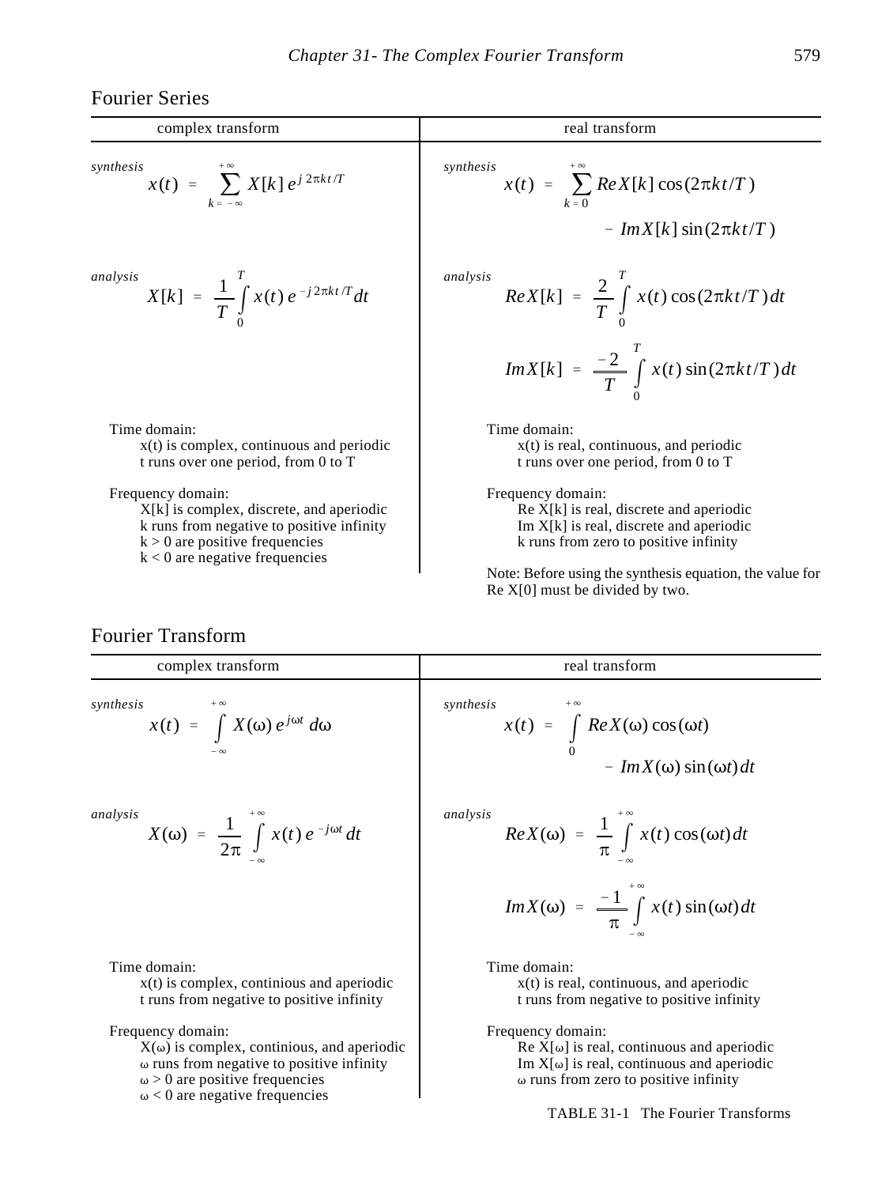## Fourier Series

| complex transform | real transform |
|---|---|
| *synthesis* $x(t) = \sum_{k=-\infty}^{+\infty} X[k]\, e^{j\,2\pi k t/T}$ | *synthesis* $x(t) = \sum_{k=0}^{+\infty} Re X[k] \cos(2\pi k t/T) - Im X[k] \sin(2\pi k t/T)$ |
| *analysis* $X[k] = \frac{1}{T}\int_0^T x(t)\, e^{-j\,2\pi k t/T} dt$ | *analysis* $Re X[k] = \frac{2}{T}\int_0^T x(t) \cos(2\pi k t/T)\, dt$ <br> $Im X[k] = \frac{-2}{T}\int_0^T x(t) \sin(2\pi k t/T)\, dt$ |
| Time domain: <br> x(t) is complex, continuous and periodic <br> t runs over one period, from 0 to T | Time domain: <br> x(t) is real, continuous, and periodic <br> t runs over one period, from 0 to T |
| Frequency domain: <br> X[k] is complex, discrete, and aperiodic <br> k runs from negative to positive infinity <br> k > 0 are positive frequencies <br> k < 0 are negative frequencies | Frequency domain: <br> Re X[k] is real, discrete and aperiodic <br> Im X[k] is real, discrete and aperiodic <br> k runs from zero to positive infinity <br><br> Note: Before using the synthesis equation, the value for Re X[0] must be divided by two. |

## Fourier Transform

| complex transform | real transform |
|---|---|
| *synthesis* $x(t) = \int_{-\infty}^{+\infty} X(\omega)\, e^{j\omega t}\, d\omega$ | *synthesis* $x(t) = \int_0^{+\infty} Re X(\omega) \cos(\omega t) - Im X(\omega) \sin(\omega t)\, dt$ |
| *analysis* $X(\omega) = \frac{1}{2\pi}\int_{-\infty}^{+\infty} x(t)\, e^{-j\omega t}\, dt$ | *analysis* $Re X(\omega) = \frac{1}{\pi}\int_{-\infty}^{+\infty} x(t) \cos(\omega t)\, dt$ <br> $Im X(\omega) = \frac{-1}{\pi}\int_{-\infty}^{+\infty} x(t) \sin(\omega t)\, dt$ |
| Time domain: <br> x(t) is complex, continious and aperiodic <br> t runs from negative to positive infinity | Time domain: <br> x(t) is real, continuous, and aperiodic <br> t runs from negative to positive infinity |
| Frequency domain: <br> $X(\omega)$ is complex, continious, and aperiodic <br> $\omega$ runs from negative to positive infinity <br> $\omega > 0$ are positive frequencies <br> $\omega < 0$ are negative frequencies | Frequency domain: <br> Re $X[\omega]$ is real, continuous and aperiodic <br> Im $X[\omega]$ is real, continuous and aperiodic <br> $\omega$ runs from zero to positive infinity |

TABLE 31-1 The Fourier Transforms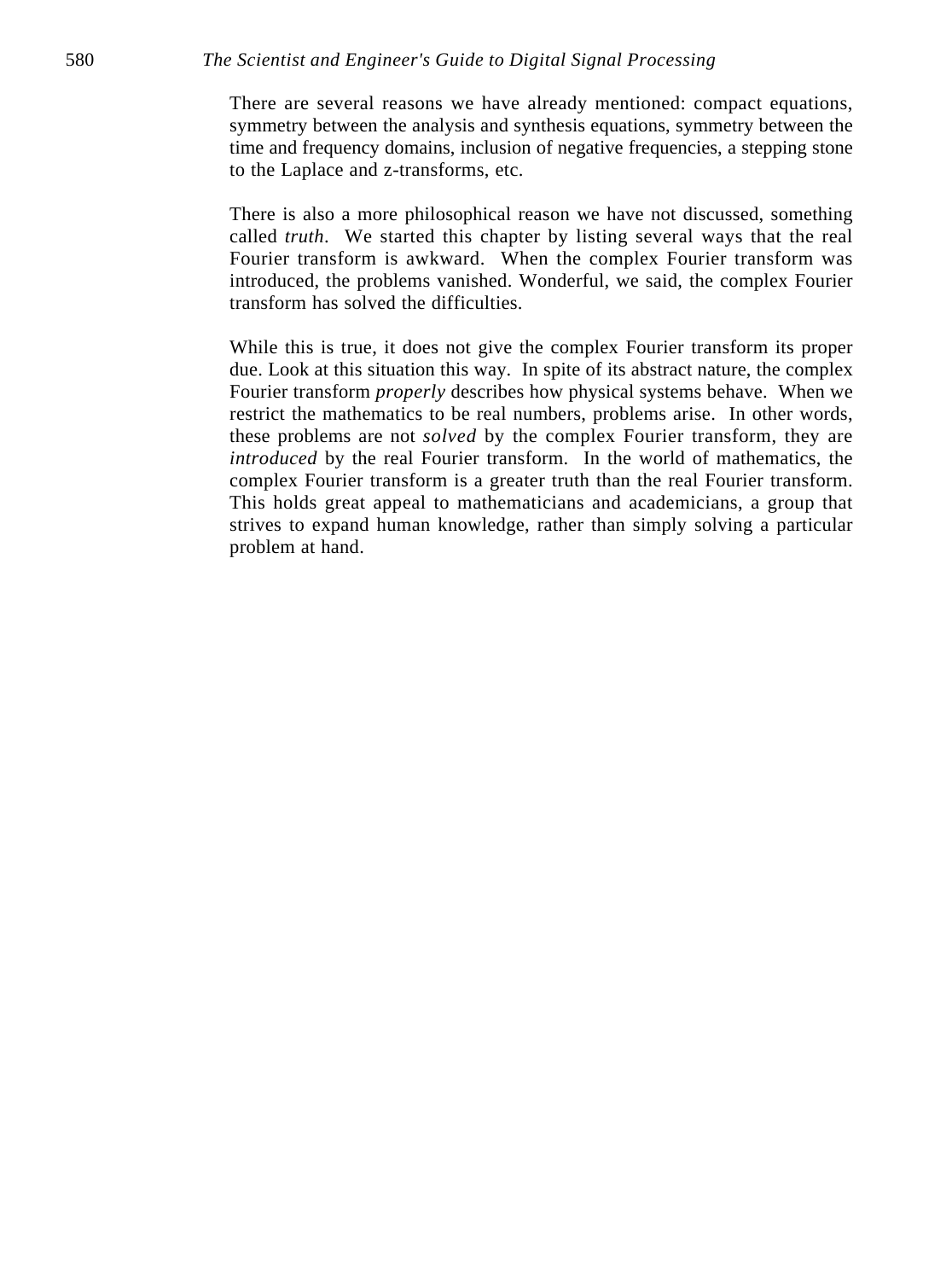There are several reasons we have already mentioned: compact equations, symmetry between the analysis and synthesis equations, symmetry between the time and frequency domains, inclusion of negative frequencies, a stepping stone to the Laplace and z-transforms, etc.

There is also a more philosophical reason we have not discussed, something called *truth*. We started this chapter by listing several ways that the real Fourier transform is awkward. When the complex Fourier transform was introduced, the problems vanished. Wonderful, we said, the complex Fourier transform has solved the difficulties.

While this is true, it does not give the complex Fourier transform its proper due. Look at this situation this way. In spite of its abstract nature, the complex Fourier transform *properly* describes how physical systems behave. When we restrict the mathematics to be real numbers, problems arise. In other words, these problems are not *solved* by the complex Fourier transform, they are *introduced* by the real Fourier transform. In the world of mathematics, the complex Fourier transform is a greater truth than the real Fourier transform. This holds great appeal to mathematicians and academicians, a group that strives to expand human knowledge, rather than simply solving a particular problem at hand.